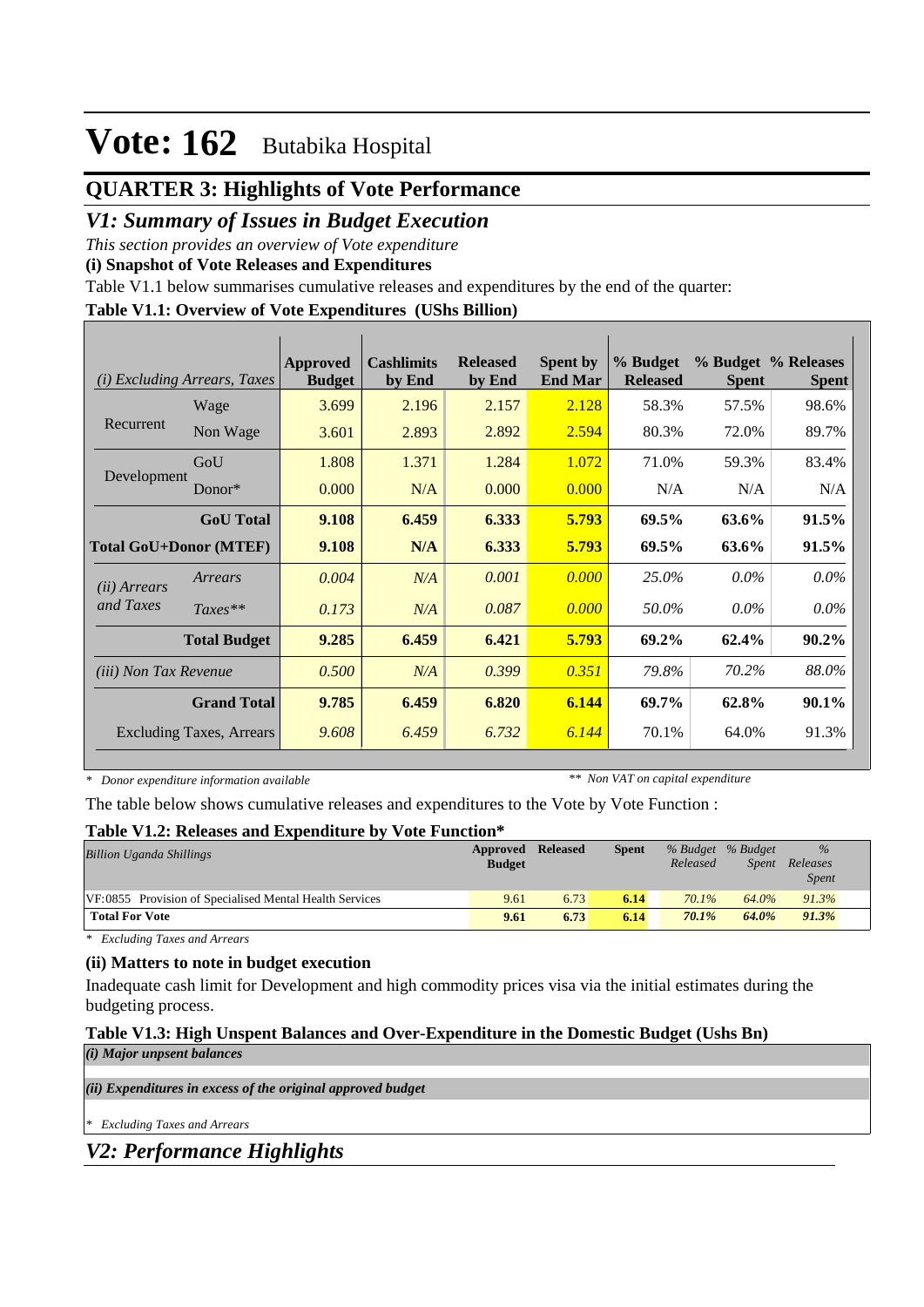# Vote: 162 Butabika Hospital

## QUARTER 3: Highlights of Vote Performance

### *V1: Summary of Issues in Budget Execution*

*This section provides an overview of Vote expenditure*

**(i) Snapshot of Vote Releases and Expenditures**

Table V1.1 below summarises cumulative releases and expenditures by the end of the quarter:

**Table V1.1: Overview of Vote Expenditures (UShs Billion)**

| *(i) Excluding Arrears, Taxes* | | Approved Budget | Cashlimits by End | Released by End | Spent by End Mar | % Budget Released | % Budget Spent | % Releases Spent |
|---|---|---|---|---|---|---|---|---|
| Recurrent | Wage | 3.699 | 2.196 | 2.157 | 2.128 | 58.3% | 57.5% | 98.6% |
| | Non Wage | 3.601 | 2.893 | 2.892 | 2.594 | 80.3% | 72.0% | 89.7% |
| Development | GoU | 1.808 | 1.371 | 1.284 | 1.072 | 71.0% | 59.3% | 83.4% |
| | Donor* | 0.000 | N/A | 0.000 | 0.000 | N/A | N/A | N/A |
| | **GoU Total** | **9.108** | **6.459** | **6.333** | **5.793** | **69.5%** | **63.6%** | **91.5%** |
| **Total GoU+Donor (MTEF)** | | **9.108** | **N/A** | **6.333** | **5.793** | **69.5%** | **63.6%** | **91.5%** |
| *(ii) Arrears and Taxes* | *Arrears* | *0.004* | *N/A* | *0.001* | *0.000* | *25.0%* | *0.0%* | *0.0%* |
| | *Taxes*** | *0.173* | *N/A* | *0.087* | *0.000* | *50.0%* | *0.0%* | *0.0%* |
| | **Total Budget** | **9.285** | **6.459** | **6.421** | **5.793** | **69.2%** | **62.4%** | **90.2%** |
| *(iii) Non Tax Revenue* | | *0.500* | *N/A* | *0.399* | *0.351* | *79.8%* | *70.2%* | *88.0%* |
| | **Grand Total** | **9.785** | **6.459** | **6.820** | **6.144** | **69.7%** | **62.8%** | **90.1%** |
| Excluding Taxes, Arrears | | *9.608* | *6.459* | *6.732* | *6.144* | 70.1% | 64.0% | 91.3% |

*\* Donor expenditure information available* *\*\* Non VAT on capital expenditure*

The table below shows cumulative releases and expenditures to the Vote by Vote Function :

**Table V1.2: Releases and Expenditure by Vote Function***

| *Billion Uganda Shillings* | Approved Budget | Released | Spent | *% Budget Released* | *% Budget Spent* | *% Releases Spent* |
|---|---|---|---|---|---|---|
| VF:0855 Provision of Specialised Mental Health Services | 9.61 | 6.73 | 6.14 | *70.1%* | *64.0%* | *91.3%* |
| **Total For Vote** | **9.61** | **6.73** | **6.14** | ***70.1%*** | ***64.0%*** | ***91.3%*** |

*\* Excluding Taxes and Arrears*

**(ii) Matters to note in budget execution**

Inadequate cash limit for Development and high commodity prices visa via the initial estimates during the budgeting process.

**Table V1.3: High Unspent Balances and Over-Expenditure in the Domestic Budget (Ushs Bn)**

***(i) Major unpsent balances***

***(ii) Expenditures in excess of the original approved budget***

*\* Excluding Taxes and Arrears*

### *V2: Performance Highlights*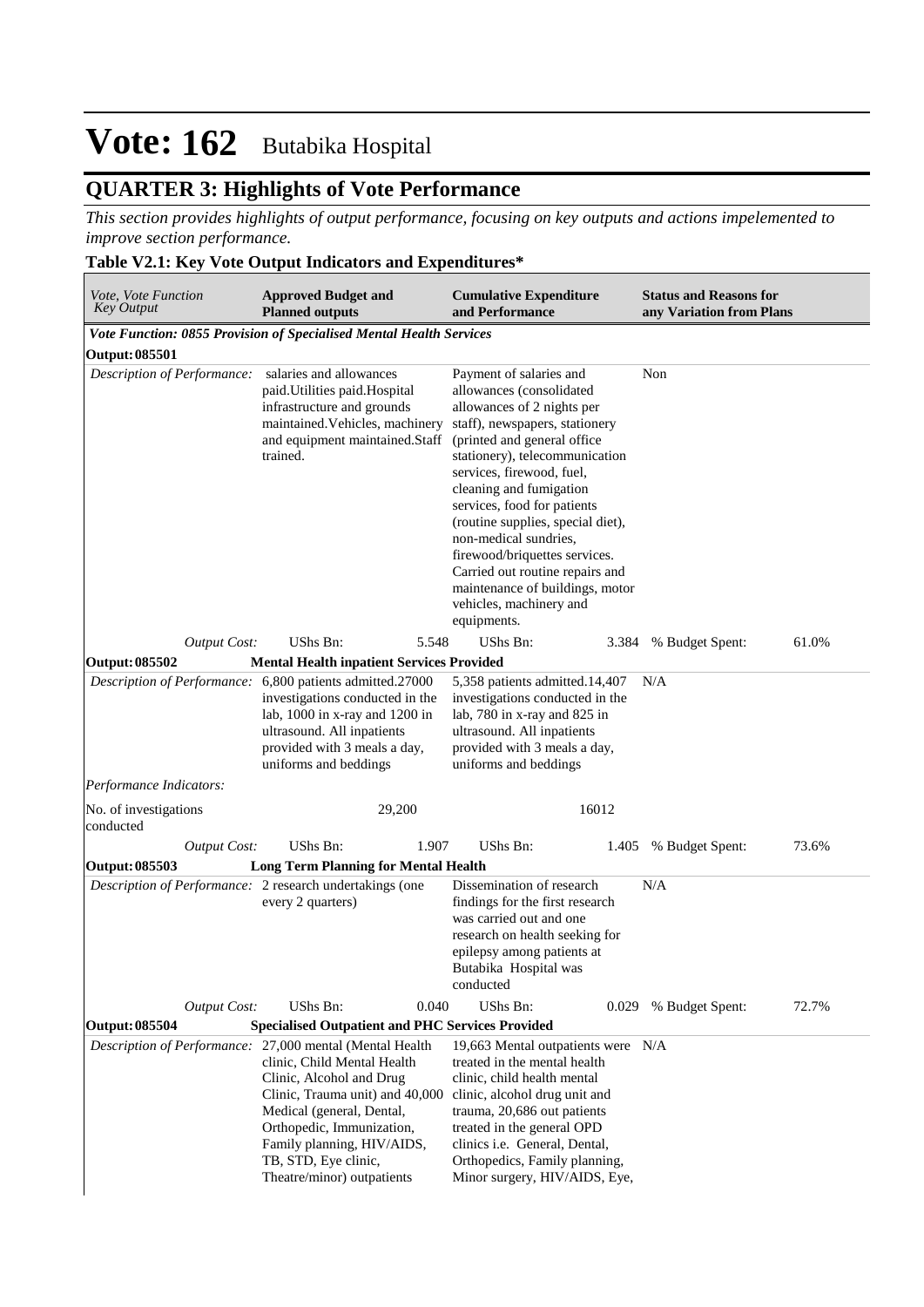# Vote: 162 Butabika Hospital

## QUARTER 3: Highlights of Vote Performance

*This section provides highlights of output performance, focusing on key outputs and actions impelemented to improve section performance.*

**Table V2.1: Key Vote Output Indicators and Expenditures***

| *Vote, Vote Function Key Output* | **Approved Budget and Planned outputs** | | **Cumulative Expenditure and Performance** | | **Status and Reasons for any Variation from Plans** | |
|---|---|---|---|---|---|---|
| ***Vote Function: 0855 Provision of Specialised Mental Health Services*** | | | | | | |
| **Output: 085501** | | | | | | |
| *Description of Performance:* | salaries and allowances paid.Utilities paid.Hospital infrastructure and grounds maintained.Vehicles, machinery and equipment maintained.Staff trained. | | Payment of salaries and allowances (consolidated allowances of 2 nights per staff), newspapers, stationery (printed and general office stationery), telecommunication services, firewood, fuel, cleaning and fumigation services, food for patients (routine supplies, special diet), non-medical sundries, firewood/briquettes services. Carried out routine repairs and maintenance of buildings, motor vehicles, machinery and equipments. | | Non | |
| *Output Cost:* | UShs Bn: | 5.548 | UShs Bn: | 3.384 | % Budget Spent: | 61.0% |
| **Output: 085502** | **Mental Health inpatient Services Provided** | | | | | |
| *Description of Performance:* | 6,800 patients admitted.27000 investigations conducted in the lab, 1000 in x-ray and 1200 in ultrasound. All inpatients provided with 3 meals a day, uniforms and beddings | | 5,358 patients admitted.14,407 investigations conducted in the lab, 780 in x-ray and 825 in ultrasound. All inpatients provided with 3 meals a day, uniforms and beddings | | N/A | |
| *Performance Indicators:* | | | | | | |
| No. of investigations conducted | | 29,200 | | 16012 | | |
| *Output Cost:* | UShs Bn: | 1.907 | UShs Bn: | 1.405 | % Budget Spent: | 73.6% |
| **Output: 085503** | **Long Term Planning for Mental Health** | | | | | |
| *Description of Performance:* | 2 research undertakings (one every 2 quarters) | | Dissemination of research findings for the first research was carried out and one research on health seeking for epilepsy among patients at Butabika Hospital was conducted | | N/A | |
| *Output Cost:* | UShs Bn: | 0.040 | UShs Bn: | 0.029 | % Budget Spent: | 72.7% |
| **Output: 085504** | **Specialised Outpatient and PHC Services Provided** | | | | | |
| *Description of Performance:* | 27,000 mental (Mental Health clinic, Child Mental Health Clinic, Alcohol and Drug Clinic, Trauma unit) and 40,000 Medical (general, Dental, Orthopedic, Immunization, Family planning, HIV/AIDS, TB, STD, Eye clinic, Theatre/minor) outpatients | | 19,663 Mental outpatients were treated in the mental health clinic, child health mental clinic, alcohol drug unit and trauma, 20,686 out patients treated in the general OPD clinics i.e. General, Dental, Orthopedics, Family planning, Minor surgery, HIV/AIDS, Eye, | | N/A | |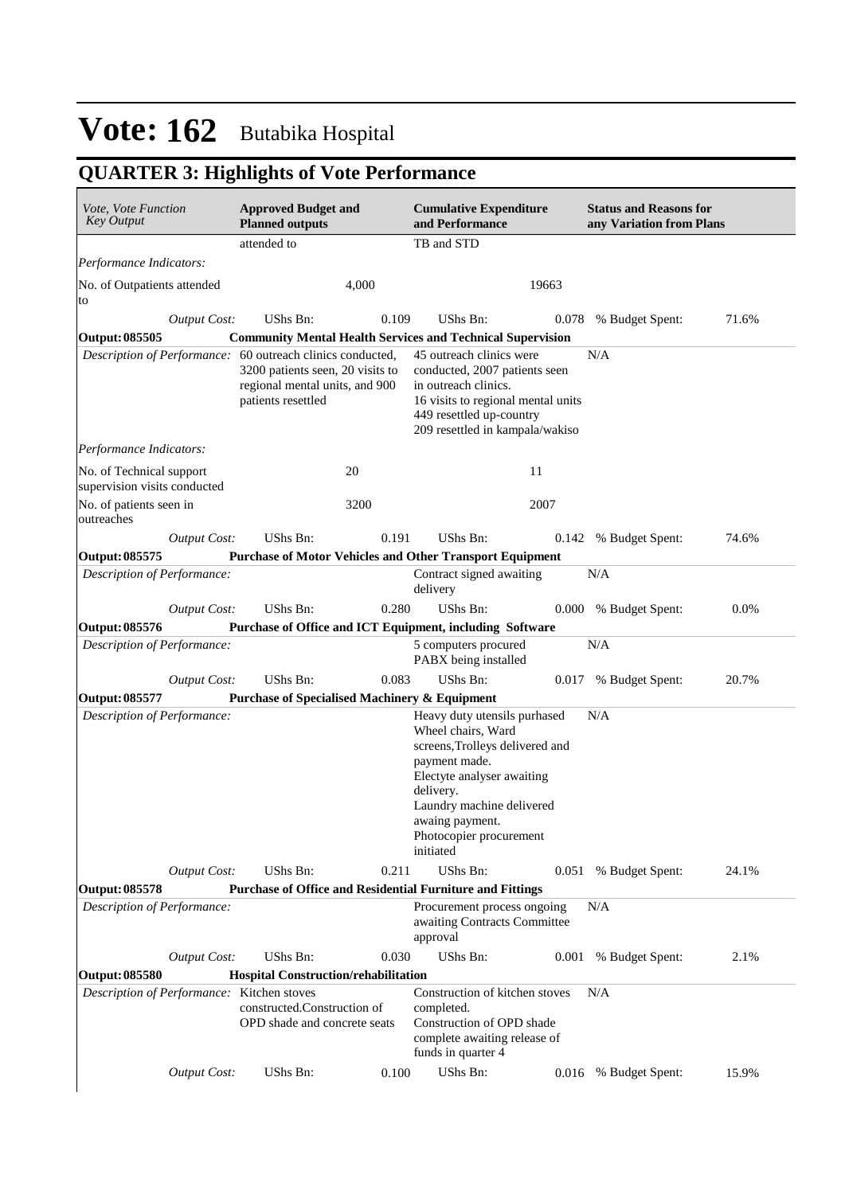# Vote: 162 Butabika Hospital

## QUARTER 3: Highlights of Vote Performance

| *Vote, Vote Function Key Output* | **Approved Budget and Planned outputs** | | **Cumulative Expenditure and Performance** | | **Status and Reasons for any Variation from Plans** | |
|---|---|---|---|---|---|---|
| | attended to | | TB and STD | | | |
| *Performance Indicators:* | | | | | | |
| No. of Outpatients attended to | | 4,000 | | 19663 | | |
| *Output Cost:* | UShs Bn: | 0.109 | UShs Bn: | 0.078 | % Budget Spent: | 71.6% |
| **Output: 085505** | **Community Mental Health Services and Technical Supervision** | | | | | |
| *Description of Performance:* | 60 outreach clinics conducted, 3200 patients seen, 20 visits to regional mental units, and 900 patients resettled | | 45 outreach clinics were conducted, 2007 patients seen in outreach clinics. 16 visits to regional mental units 449 resettled up-country 209 resettled in kampala/wakiso | | N/A | |
| *Performance Indicators:* | | | | | | |
| No. of Technical support supervision visits conducted | | 20 | | 11 | | |
| No. of patients seen in outreaches | | 3200 | | 2007 | | |
| *Output Cost:* | UShs Bn: | 0.191 | UShs Bn: | 0.142 | % Budget Spent: | 74.6% |
| **Output: 085575** | **Purchase of Motor Vehicles and Other Transport Equipment** | | | | | |
| *Description of Performance:* | | | Contract signed awaiting delivery | | N/A | |
| *Output Cost:* | UShs Bn: | 0.280 | UShs Bn: | 0.000 | % Budget Spent: | 0.0% |
| **Output: 085576** | **Purchase of Office and ICT Equipment, including Software** | | | | | |
| *Description of Performance:* | | | 5 computers procured PABX being installed | | N/A | |
| *Output Cost:* | UShs Bn: | 0.083 | UShs Bn: | 0.017 | % Budget Spent: | 20.7% |
| **Output: 085577** | **Purchase of Specialised Machinery & Equipment** | | | | | |
| *Description of Performance:* | | | Heavy duty utensils purhased Wheel chairs, Ward screens,Trolleys delivered and payment made. Electyte analyser awaiting delivery. Laundry machine delivered awaing payment. Photocopier procurement initiated | | N/A | |
| *Output Cost:* | UShs Bn: | 0.211 | UShs Bn: | 0.051 | % Budget Spent: | 24.1% |
| **Output: 085578** | **Purchase of Office and Residential Furniture and Fittings** | | | | | |
| *Description of Performance:* | | | Procurement process ongoing awaiting Contracts Committee approval | | N/A | |
| *Output Cost:* | UShs Bn: | 0.030 | UShs Bn: | 0.001 | % Budget Spent: | 2.1% |
| **Output: 085580** | **Hospital Construction/rehabilitation** | | | | | |
| *Description of Performance:* | Kitchen stoves constructed.Construction of OPD shade and concrete seats | | Construction of kitchen stoves completed. Construction of OPD shade complete awaiting release of funds in quarter 4 | | N/A | |
| *Output Cost:* | UShs Bn: | 0.100 | UShs Bn: | 0.016 | % Budget Spent: | 15.9% |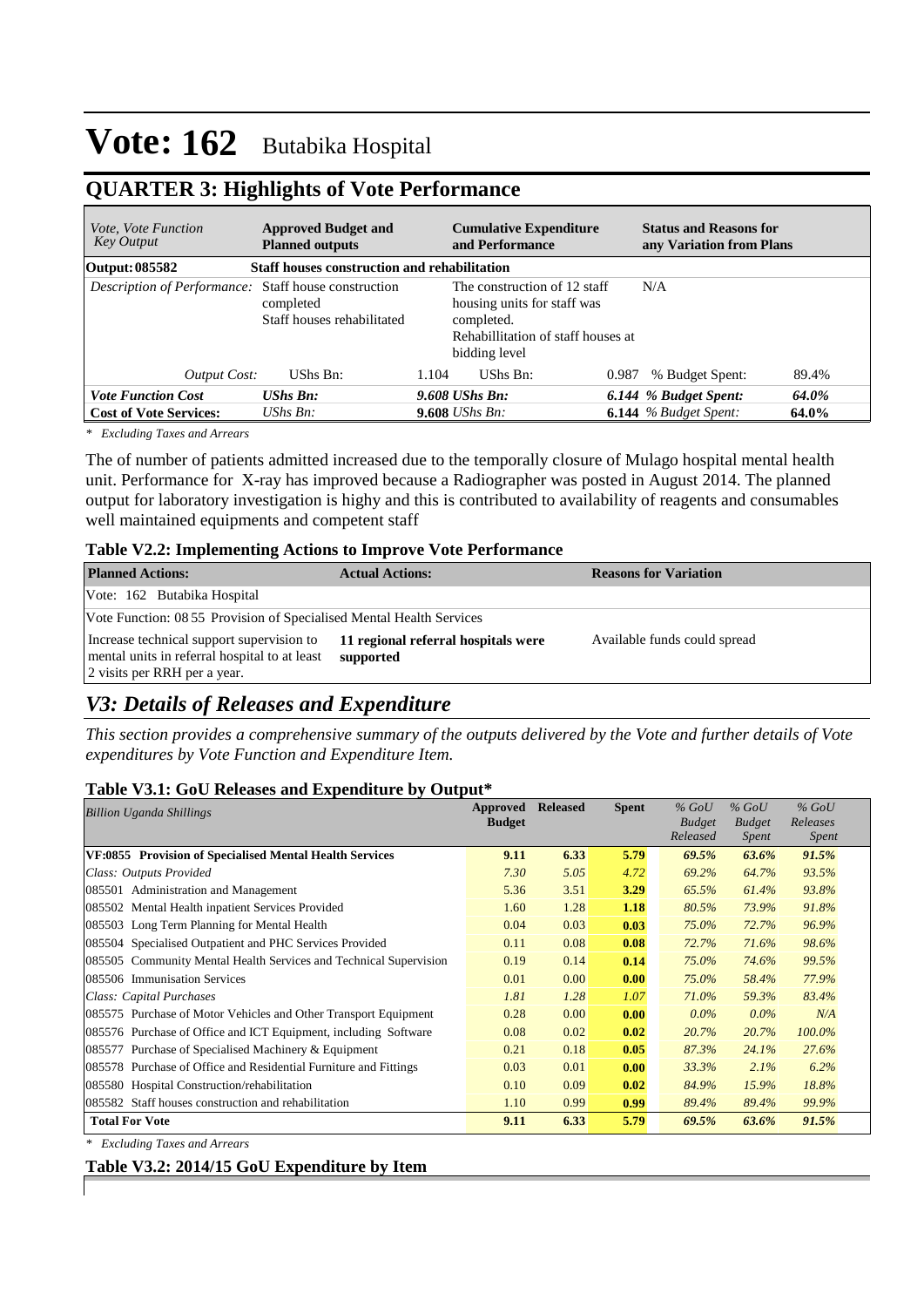# Vote: 162 Butabika Hospital

## QUARTER 3: Highlights of Vote Performance

| *Vote, Vote Function Key Output* | **Approved Budget and Planned outputs** | | **Cumulative Expenditure and Performance** | | **Status and Reasons for any Variation from Plans** | |
|---|---|---|---|---|---|---|
| **Output: 085582** | **Staff houses construction and rehabilitation** | | | | | |
| *Description of Performance:* | Staff house construction completed<br>Staff houses rehabilitated | | The construction of 12 staff housing units for staff was completed.<br>Rehabillitation of staff houses at bidding level | | N/A | |
| *Output Cost:* | UShs Bn: | 1.104 | UShs Bn: | 0.987 | % Budget Spent: | 89.4% |
| ***Vote Function Cost*** | ***UShs Bn:*** | ***9.608*** | ***UShs Bn:*** | ***6.144*** | ***% Budget Spent:*** | ***64.0%*** |
| **Cost of Vote Services:** | *UShs Bn:* | **9.608** | *UShs Bn:* | **6.144** | *% Budget Spent:* | **64.0%** |

*\* Excluding Taxes and Arrears*

The of number of patients admitted increased due to the temporally closure of Mulago hospital mental health unit. Performance for X-ray has improved because a Radiographer was posted in August 2014. The planned output for laboratory investigation is highy and this is contributed to availability of reagents and consumables well maintained equipments and competent staff

**Table V2.2: Implementing Actions to Improve Vote Performance**

| **Planned Actions:** | **Actual Actions:** | **Reasons for Variation** |
|---|---|---|
| Vote: 162 Butabika Hospital | | |
| Vote Function: 08 55 Provision of Specialised Mental Health Services | | |
| Increase technical support supervision to mental units in referral hospital to at least 2 visits per RRH per a year. | **11 regional referral hospitals were supported** | Available funds could spread |

## *V3: Details of Releases and Expenditure*

*This section provides a comprehensive summary of the outputs delivered by the Vote and further details of Vote expenditures by Vote Function and Expenditure Item.*

**Table V3.1: GoU Releases and Expenditure by Output\***

| *Billion Uganda Shillings* | **Approved Budget** | **Released** | **Spent** | *% GoU Budget Released* | *% GoU Budget Spent* | *% GoU Releases Spent* |
|---|---|---|---|---|---|---|
| **VF:0855 Provision of Specialised Mental Health Services** | **9.11** | **6.33** | **5.79** | ***69.5%*** | ***63.6%*** | ***91.5%*** |
| *Class: Outputs Provided* | *7.30* | *5.05* | *4.72* | *69.2%* | *64.7%* | *93.5%* |
| 085501 Administration and Management | 5.36 | 3.51 | **3.29** | *65.5%* | *61.4%* | *93.8%* |
| 085502 Mental Health inpatient Services Provided | 1.60 | 1.28 | **1.18** | *80.5%* | *73.9%* | *91.8%* |
| 085503 Long Term Planning for Mental Health | 0.04 | 0.03 | **0.03** | *75.0%* | *72.7%* | *96.9%* |
| 085504 Specialised Outpatient and PHC Services Provided | 0.11 | 0.08 | **0.08** | *72.7%* | *71.6%* | *98.6%* |
| 085505 Community Mental Health Services and Technical Supervision | 0.19 | 0.14 | **0.14** | *75.0%* | *74.6%* | *99.5%* |
| 085506 Immunisation Services | 0.01 | 0.00 | **0.00** | *75.0%* | *58.4%* | *77.9%* |
| *Class: Capital Purchases* | *1.81* | *1.28* | *1.07* | *71.0%* | *59.3%* | *83.4%* |
| 085575 Purchase of Motor Vehicles and Other Transport Equipment | 0.28 | 0.00 | **0.00** | *0.0%* | *0.0%* | *N/A* |
| 085576 Purchase of Office and ICT Equipment, including Software | 0.08 | 0.02 | **0.02** | *20.7%* | *20.7%* | *100.0%* |
| 085577 Purchase of Specialised Machinery & Equipment | 0.21 | 0.18 | **0.05** | *87.3%* | *24.1%* | *27.6%* |
| 085578 Purchase of Office and Residential Furniture and Fittings | 0.03 | 0.01 | **0.00** | *33.3%* | *2.1%* | *6.2%* |
| 085580 Hospital Construction/rehabilitation | 0.10 | 0.09 | **0.02** | *84.9%* | *15.9%* | *18.8%* |
| 085582 Staff houses construction and rehabilitation | 1.10 | 0.99 | **0.99** | *89.4%* | *89.4%* | *99.9%* |
| **Total For Vote** | **9.11** | **6.33** | **5.79** | ***69.5%*** | ***63.6%*** | ***91.5%*** |

*\* Excluding Taxes and Arrears*

**Table V3.2: 2014/15 GoU Expenditure by Item**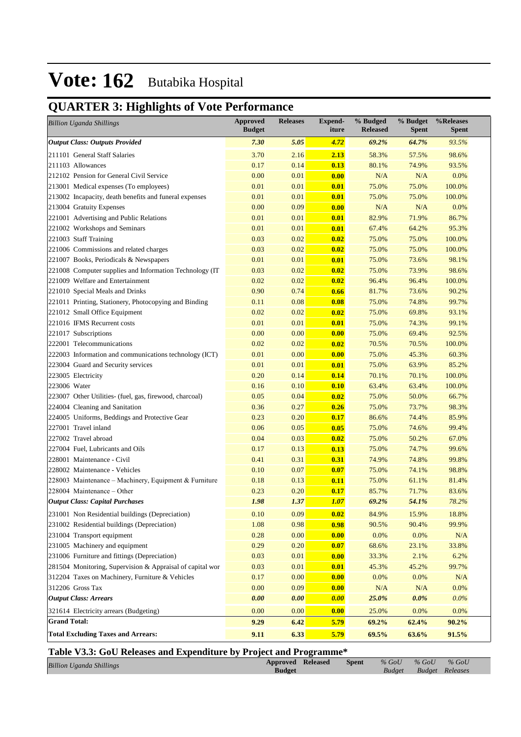# Vote: 162 Butabika Hospital

## QUARTER 3: Highlights of Vote Performance

| *Billion Uganda Shillings* | Approved Budget | Releases | Expend-iture | % Budged Released | % Budget Spent | %Releases Spent |
|---|---|---|---|---|---|---|
| ***Output Class: Outputs Provided*** | ***7.30*** | ***5.05*** | ***4.72*** | ***69.2%*** | ***64.7%*** | *93.5%* |
| 211101 General Staff Salaries | 3.70 | 2.16 | **2.13** | 58.3% | 57.5% | 98.6% |
| 211103 Allowances | 0.17 | 0.14 | **0.13** | 80.1% | 74.9% | 93.5% |
| 212102 Pension for General Civil Service | 0.00 | 0.01 | **0.00** | N/A | N/A | 0.0% |
| 213001 Medical expenses (To employees) | 0.01 | 0.01 | **0.01** | 75.0% | 75.0% | 100.0% |
| 213002 Incapacity, death benefits and funeral expenses | 0.01 | 0.01 | **0.01** | 75.0% | 75.0% | 100.0% |
| 213004 Gratuity Expenses | 0.00 | 0.09 | **0.00** | N/A | N/A | 0.0% |
| 221001 Advertising and Public Relations | 0.01 | 0.01 | **0.01** | 82.9% | 71.9% | 86.7% |
| 221002 Workshops and Seminars | 0.01 | 0.01 | **0.01** | 67.4% | 64.2% | 95.3% |
| 221003 Staff Training | 0.03 | 0.02 | **0.02** | 75.0% | 75.0% | 100.0% |
| 221006 Commissions and related charges | 0.03 | 0.02 | **0.02** | 75.0% | 75.0% | 100.0% |
| 221007 Books, Periodicals & Newspapers | 0.01 | 0.01 | **0.01** | 75.0% | 73.6% | 98.1% |
| 221008 Computer supplies and Information Technology (IT | 0.03 | 0.02 | **0.02** | 75.0% | 73.9% | 98.6% |
| 221009 Welfare and Entertainment | 0.02 | 0.02 | **0.02** | 96.4% | 96.4% | 100.0% |
| 221010 Special Meals and Drinks | 0.90 | 0.74 | **0.66** | 81.7% | 73.6% | 90.2% |
| 221011 Printing, Stationery, Photocopying and Binding | 0.11 | 0.08 | **0.08** | 75.0% | 74.8% | 99.7% |
| 221012 Small Office Equipment | 0.02 | 0.02 | **0.02** | 75.0% | 69.8% | 93.1% |
| 221016 IFMS Recurrent costs | 0.01 | 0.01 | **0.01** | 75.0% | 74.3% | 99.1% |
| 221017 Subscriptions | 0.00 | 0.00 | **0.00** | 75.0% | 69.4% | 92.5% |
| 222001 Telecommunications | 0.02 | 0.02 | **0.02** | 70.5% | 70.5% | 100.0% |
| 222003 Information and communications technology (ICT) | 0.01 | 0.00 | **0.00** | 75.0% | 45.3% | 60.3% |
| 223004 Guard and Security services | 0.01 | 0.01 | **0.01** | 75.0% | 63.9% | 85.2% |
| 223005 Electricity | 0.20 | 0.14 | **0.14** | 70.1% | 70.1% | 100.0% |
| 223006 Water | 0.16 | 0.10 | **0.10** | 63.4% | 63.4% | 100.0% |
| 223007 Other Utilities- (fuel, gas, firewood, charcoal) | 0.05 | 0.04 | **0.02** | 75.0% | 50.0% | 66.7% |
| 224004 Cleaning and Sanitation | 0.36 | 0.27 | **0.26** | 75.0% | 73.7% | 98.3% |
| 224005 Uniforms, Beddings and Protective Gear | 0.23 | 0.20 | **0.17** | 86.6% | 74.4% | 85.9% |
| 227001 Travel inland | 0.06 | 0.05 | **0.05** | 75.0% | 74.6% | 99.4% |
| 227002 Travel abroad | 0.04 | 0.03 | **0.02** | 75.0% | 50.2% | 67.0% |
| 227004 Fuel, Lubricants and Oils | 0.17 | 0.13 | **0.13** | 75.0% | 74.7% | 99.6% |
| 228001 Maintenance - Civil | 0.41 | 0.31 | **0.31** | 74.9% | 74.8% | 99.8% |
| 228002 Maintenance - Vehicles | 0.10 | 0.07 | **0.07** | 75.0% | 74.1% | 98.8% |
| 228003 Maintenance – Machinery, Equipment & Furniture | 0.18 | 0.13 | **0.11** | 75.0% | 61.1% | 81.4% |
| 228004 Maintenance – Other | 0.23 | 0.20 | **0.17** | 85.7% | 71.7% | 83.6% |
| ***Output Class: Capital Purchases*** | ***1.98*** | ***1.37*** | ***1.07*** | ***69.2%*** | ***54.1%*** | *78.2%* |
| 231001 Non Residential buildings (Depreciation) | 0.10 | 0.09 | **0.02** | 84.9% | 15.9% | 18.8% |
| 231002 Residential buildings (Depreciation) | 1.08 | 0.98 | **0.98** | 90.5% | 90.4% | 99.9% |
| 231004 Transport equipment | 0.28 | 0.00 | **0.00** | 0.0% | 0.0% | N/A |
| 231005 Machinery and equipment | 0.29 | 0.20 | **0.07** | 68.6% | 23.1% | 33.8% |
| 231006 Furniture and fittings (Depreciation) | 0.03 | 0.01 | **0.00** | 33.3% | 2.1% | 6.2% |
| 281504 Monitoring, Supervision & Appraisal of capital wor | 0.03 | 0.01 | **0.01** | 45.3% | 45.2% | 99.7% |
| 312204 Taxes on Machinery, Furniture & Vehicles | 0.17 | 0.00 | **0.00** | 0.0% | 0.0% | N/A |
| 312206 Gross Tax | 0.00 | 0.09 | **0.00** | N/A | N/A | 0.0% |
| ***Output Class: Arrears*** | ***0.00*** | ***0.00*** | ***0.00*** | ***25.0%*** | ***0.0%*** | *0.0%* |
| 321614 Electricity arrears (Budgeting) | 0.00 | 0.00 | **0.00** | 25.0% | 0.0% | 0.0% |
| **Grand Total:** | **9.29** | **6.42** | **5.79** | **69.2%** | **62.4%** | **90.2%** |
| **Total Excluding Taxes and Arrears:** | **9.11** | **6.33** | **5.79** | **69.5%** | **63.6%** | **91.5%** |

### Table V3.3: GoU Releases and Expenditure by Project and Programme*

| *Billion Uganda Shillings* | Approved Budget | Released | Spent | *% GoU Budget* | *% GoU Budget* | *% GoU Releases* |
|---|---|---|---|---|---|---|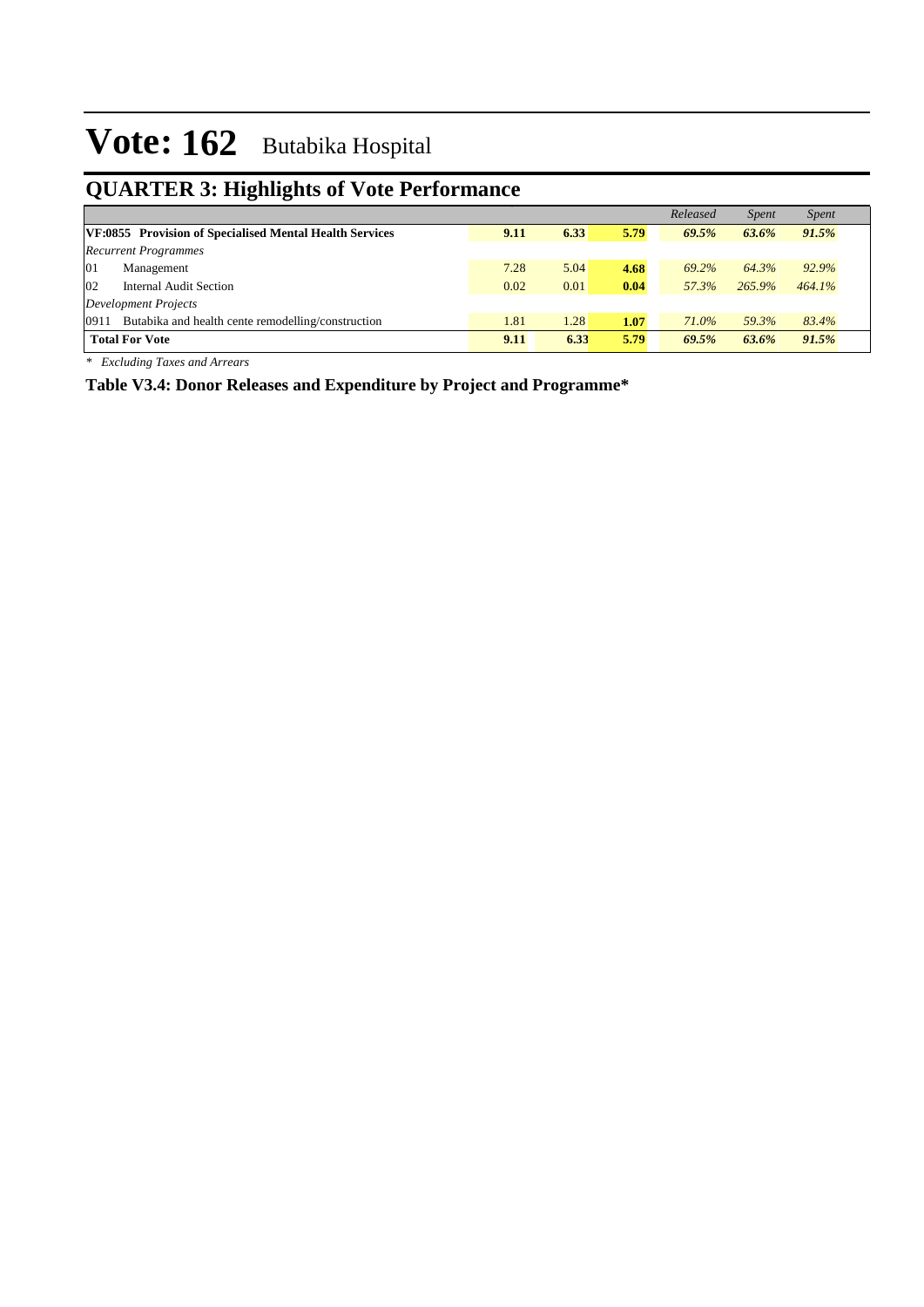# Vote: 162 Butabika Hospital

## QUARTER 3: Highlights of Vote Performance

| | | | | Released | Spent | Spent |
|---|---|---|---|---|---|---|
| **VF:0855 Provision of Specialised Mental Health Services** | **9.11** | **6.33** | **5.79** | ***69.5%*** | ***63.6%*** | ***91.5%*** |
| *Recurrent Programmes* | | | | | | |
| 01 Management | 7.28 | 5.04 | **4.68** | *69.2%* | *64.3%* | *92.9%* |
| 02 Internal Audit Section | 0.02 | 0.01 | **0.04** | *57.3%* | *265.9%* | *464.1%* |
| *Development Projects* | | | | | | |
| 0911 Butabika and health cente remodelling/construction | 1.81 | 1.28 | **1.07** | *71.0%* | *59.3%* | *83.4%* |
| **Total For Vote** | **9.11** | **6.33** | **5.79** | ***69.5%*** | ***63.6%*** | ***91.5%*** |

*\* Excluding Taxes and Arrears*

**Table V3.4: Donor Releases and Expenditure by Project and Programme***